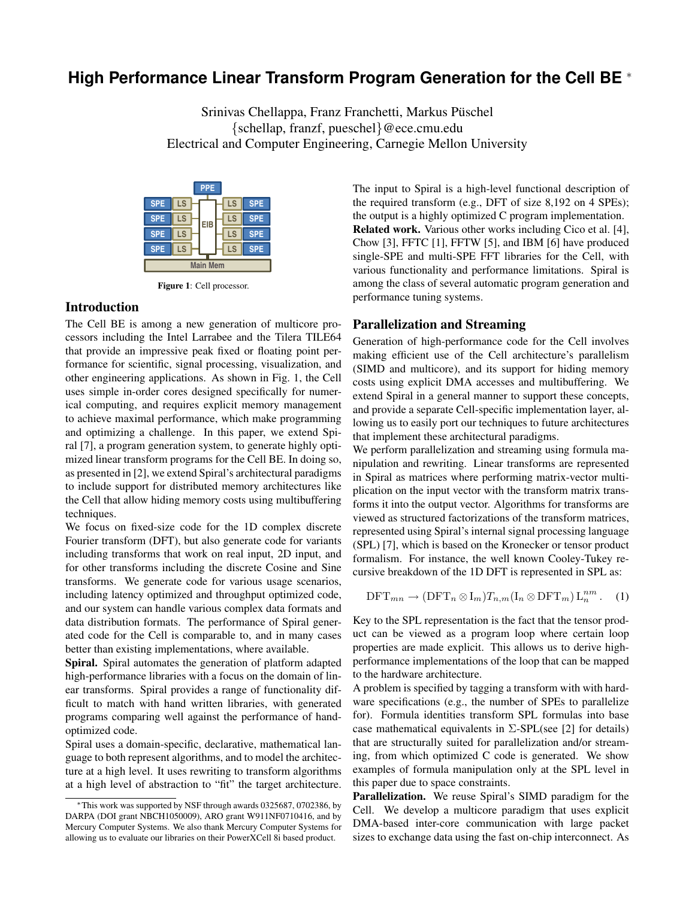# High Performance Linear Transform Program Generation for the Cell BE *

Srinivas Chellappa, Franz Franchetti, Markus Püschel
{schellap, franzf, pueschel}@ece.cmu.edu
Electrical and Computer Engineering, Carnegie Mellon University

**Figure 1**: Cell processor.

## Introduction

The Cell BE is among a new generation of multicore processors including the Intel Larrabee and the Tilera TILE64 that provide an impressive peak fixed or floating point performance for scientific, signal processing, visualization, and other engineering applications. As shown in Fig. 1, the Cell uses simple in-order cores designed specifically for numerical computing, and requires explicit memory management to achieve maximal performance, which make programming and optimizing a challenge. In this paper, we extend Spiral [7], a program generation system, to generate highly optimized linear transform programs for the Cell BE. In doing so, as presented in [2], we extend Spiral's architectural paradigms to include support for distributed memory architectures like the Cell that allow hiding memory costs using multibuffering techniques.

We focus on fixed-size code for the 1D complex discrete Fourier transform (DFT), but also generate code for variants including transforms that work on real input, 2D input, and for other transforms including the discrete Cosine and Sine transforms. We generate code for various usage scenarios, including latency optimized and throughput optimized code, and our system can handle various complex data formats and data distribution formats. The performance of Spiral generated code for the Cell is comparable to, and in many cases better than existing implementations, where available.

**Spiral.** Spiral automates the generation of platform adapted high-performance libraries with a focus on the domain of linear transforms. Spiral provides a range of functionality difficult to match with hand written libraries, with generated programs comparing well against the performance of hand-optimized code.

Spiral uses a domain-specific, declarative, mathematical language to both represent algorithms, and to model the architecture at a high level. It uses rewriting to transform algorithms at a high level of abstraction to "fit" the target architecture. The input to Spiral is a high-level functional description of the required transform (e.g., DFT of size 8,192 on 4 SPEs); the output is a highly optimized C program implementation.

**Related work.** Various other works including Cico et al. [4], Chow [3], FFTC [1], FFTW [5], and IBM [6] have produced single-SPE and multi-SPE FFT libraries for the Cell, with various functionality and performance limitations. Spiral is among the class of several automatic program generation and performance tuning systems.

## Parallelization and Streaming

Generation of high-performance code for the Cell involves making efficient use of the Cell architecture's parallelism (SIMD and multicore), and its support for hiding memory costs using explicit DMA accesses and multibuffering. We extend Spiral in a general manner to support these concepts, and provide a separate Cell-specific implementation layer, allowing us to easily port our techniques to future architectures that implement these architectural paradigms.

We perform parallelization and streaming using formula manipulation and rewriting. Linear transforms are represented in Spiral as matrices where performing matrix-vector multiplication on the input vector with the transform matrix transforms it into the output vector. Algorithms for transforms are viewed as structured factorizations of the transform matrices, represented using Spiral's internal signal processing language (SPL) [7], which is based on the Kronecker or tensor product formalism. For instance, the well known Cooley-Tukey recursive breakdown of the 1D DFT is represented in SPL as:

$$\mathrm{DFT}_{mn} \rightarrow (\mathrm{DFT}_n \otimes \mathrm{I}_m) T_{n,m} (\mathrm{I}_n \otimes \mathrm{DFT}_m)\, \mathrm{L}_n^{nm}. \quad (1)$$

Key to the SPL representation is the fact that the tensor product can be viewed as a program loop where certain loop properties are made explicit. This allows us to derive high-performance implementations of the loop that can be mapped to the hardware architecture.

A problem is specified by tagging a transform with with hardware specifications (e.g., the number of SPEs to parallelize for). Formula identities transform SPL formulas into base case mathematical equivalents in Σ-SPL(see [2] for details) that are structurally suited for parallelization and/or streaming, from which optimized C code is generated. We show examples of formula manipulation only at the SPL level in this paper due to space constraints.

**Parallelization.** We reuse Spiral's SIMD paradigm for the Cell. We develop a multicore paradigm that uses explicit DMA-based inter-core communication with large packet sizes to exchange data using the fast on-chip interconnect. As

*This work was supported by NSF through awards 0325687, 0702386, by DARPA (DOI grant NBCH1050009), ARO grant W911NF0710416, and by Mercury Computer Systems. We also thank Mercury Computer Systems for allowing us to evaluate our libraries on their PowerXCell 8i based product.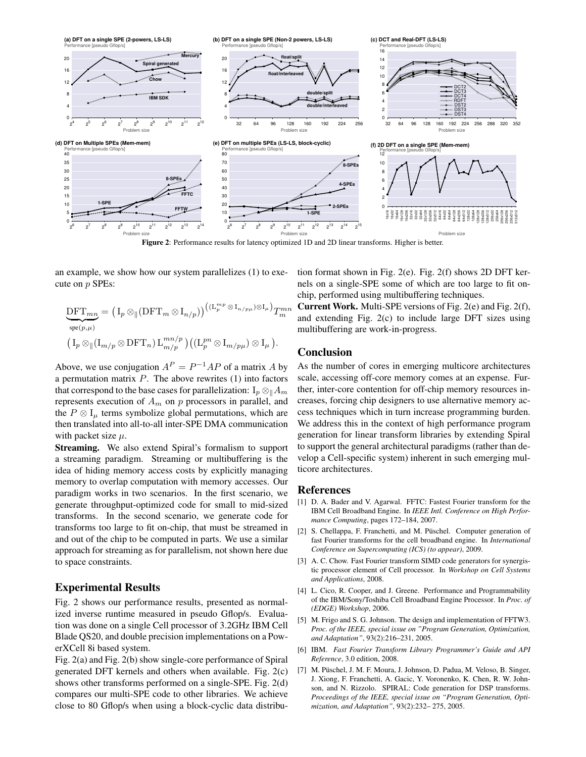(a) DFT on a single SPE (2-powers, LS-LS)
Performance [pseudo Gflop/s]
20
16
12
8
4
0
$2^4$ $2^5$ $2^6$ $2^7$ $2^8$ $2^9$ $2^{10}$ $2^{11}$ $2^{12}$
Problem size
Mercury
Spiral generated
Chow
IBM SDK

(b) DFT on a single SPE (Non-2 powers, LS-LS)
Performance [pseudo Gflop/s]
20
16
12
8
4
0
32 64 96 128 160 192 224 256
Problem size
float/split
float/interleaved
double/split
double/interleaved

(c) DCT and Real-DFT (LS-LS)
Performance [pseudo Gflop/s]
16
14
12
10
8
6
4
2
0
32 64 96 128 160 192 224 256 288 320 352
Problem size
DCT2
DCT3
DCT4
RDFT
DST2
DST3
DST4

(d) DFT on Multiple SPEs (Mem-mem)
Performance [pseudo Gflop/s]
40
35
30
25
20
15
10
5
0
$2^6$ $2^7$ $2^8$ $2^9$ $2^{10}$ $2^{11}$ $2^{12}$ $2^{13}$ $2^{14}$
Problem size
8-SPEs
FFTC
1-SPE
FFTW

(e) DFT on multiple SPEs (LS-LS, block-cyclic)
Performance [pseudo Gflop/s]
80
70
60
50
40
30
20
10
0
$2^6$ $2^7$ $2^8$ $2^9$ $2^{10}$ $2^{11}$ $2^{12}$ $2^{13}$ $2^{14}$ $2^{15}$
Problem size
8-SPEs
4-SPEs
2-SPEs
1-SPE

(f) 2D DFT on a single SPE (Mem-mem)
Performance [pseudo Gflop/s]
12
10
8
6
4
2
0
16x16 16x32 16x64 16x128 16x256 32x16 32x32 32x64 32x128 32x256 32x512 64x16 64x32 64x64 64x128 64x256 64x512 128x32 128x64 128x128 128x256 128x512 256x32 256x64 256x128 256x256 256x512 512x512
Problem size

**Figure 2**: Performance results for latency optimized 1D and 2D linear transforms. Higher is better.

an example, we show how our system parallelizes (1) to execute on $p$ SPEs:

$$\underbrace{\mathrm{DFT}_{mn}}_{\mathrm{spe}(p,\mu)} = \left(\mathrm{I}_p \otimes_{\|} (\mathrm{DFT}_m \otimes \mathrm{I}_{n/p})\right)^{\left((\mathrm{L}_p^{mp} \otimes \mathrm{I}_{n/p\mu}) \otimes \mathrm{I}_\mu\right)} T_m^{mn}$$

$$\left(\mathrm{I}_p \otimes_{\|} (\mathrm{I}_{m/p} \otimes \mathrm{DFT}_n)\, \mathrm{L}_{m/p}^{mn/p}\right) \left((\mathrm{L}_p^{pn} \otimes \mathrm{I}_{m/p\mu}) \otimes \mathrm{I}_\mu\right).$$

Above, we use conjugation $A^P = P^{-1}AP$ of a matrix $A$ by a permutation matrix $P$. The above rewrites (1) into factors that correspond to the base cases for parallelization: $\mathrm{I}_p \otimes_{\|} A_m$ represents execution of $A_m$ on $p$ processors in parallel, and the $P \otimes \mathrm{I}_\mu$ terms symbolize global permutations, which are then translated into all-to-all inter-SPE DMA communication with packet size $\mu$.

**Streaming.** We also extend Spiral's formalism to support a streaming paradigm. Streaming or multibuffering is the idea of hiding memory access costs by explicitly managing memory to overlap computation with memory accesses. Our paradigm works in two scenarios. In the first scenario, we generate throughput-optimized code for small to mid-sized transforms. In the second scenario, we generate code for transforms too large to fit on-chip, that must be streamed in and out of the chip to be computed in parts. We use a similar approach for streaming as for parallelism, not shown here due to space constraints.

## Experimental Results

Fig. 2 shows our performance results, presented as normalized inverse runtime measured in pseudo Gflop/s. Evaluation was done on a single Cell processor of 3.2GHz IBM Cell Blade QS20, and double precision implementations on a PowerXCell 8i based system.

Fig. 2(a) and Fig. 2(b) show single-core performance of Spiral generated DFT kernels and others when available. Fig. 2(c) shows other transforms performed on a single-SPE. Fig. 2(d) compares our multi-SPE code to other libraries. We achieve close to 80 Gflop/s when using a block-cyclic data distribution format shown in Fig. 2(e). Fig. 2(f) shows 2D DFT kernels on a single-SPE some of which are too large to fit on-chip, performed using multibuffering techniques.

**Current Work.** Multi-SPE versions of Fig. 2(e) and Fig. 2(f), and extending Fig. 2(c) to include large DFT sizes using multibuffering are work-in-progress.

## Conclusion

As the number of cores in emerging multicore architectures scale, accessing off-core memory comes at an expense. Further, inter-core contention for off-chip memory resources increases, forcing chip designers to use alternative memory access techniques which in turn increase programming burden. We address this in the context of high performance program generation for linear transform libraries by extending Spiral to support the general architectural paradigms (rather than develop a Cell-specific system) inherent in such emerging multicore architectures.

## References

[1] D. A. Bader and V. Agarwal. FFTC: Fastest Fourier transform for the IBM Cell Broadband Engine. In *IEEE Intl. Conference on High Performance Computing*, pages 172–184, 2007.

[2] S. Chellappa, F. Franchetti, and M. Püschel. Computer generation of fast Fourier transforms for the cell broadband engine. In *International Conference on Supercomputing (ICS) (to appear)*, 2009.

[3] A. C. Chow. Fast Fourier transform SIMD code generators for synergistic processor element of Cell processor. In *Workshop on Cell Systems and Applications*, 2008.

[4] L. Cico, R. Cooper, and J. Greene. Performance and Programmability of the IBM/Sony/Toshiba Cell Broadband Engine Processor. In *Proc. of (EDGE) Workshop*, 2006.

[5] M. Frigo and S. G. Johnson. The design and implementation of FFTW3. *Proc. of the IEEE, special issue on "Program Generation, Optimization, and Adaptation"*, 93(2):216–231, 2005.

[6] IBM. *Fast Fourier Transform Library Programmer's Guide and API Reference*, 3.0 edition, 2008.

[7] M. Püschel, J. M. F. Moura, J. Johnson, D. Padua, M. Veloso, B. Singer, J. Xiong, F. Franchetti, A. Gacic, Y. Voronenko, K. Chen, R. W. Johnson, and N. Rizzolo. SPIRAL: Code generation for DSP transforms. *Proceedings of the IEEE, special issue on "Program Generation, Optimization, and Adaptation"*, 93(2):232– 275, 2005.